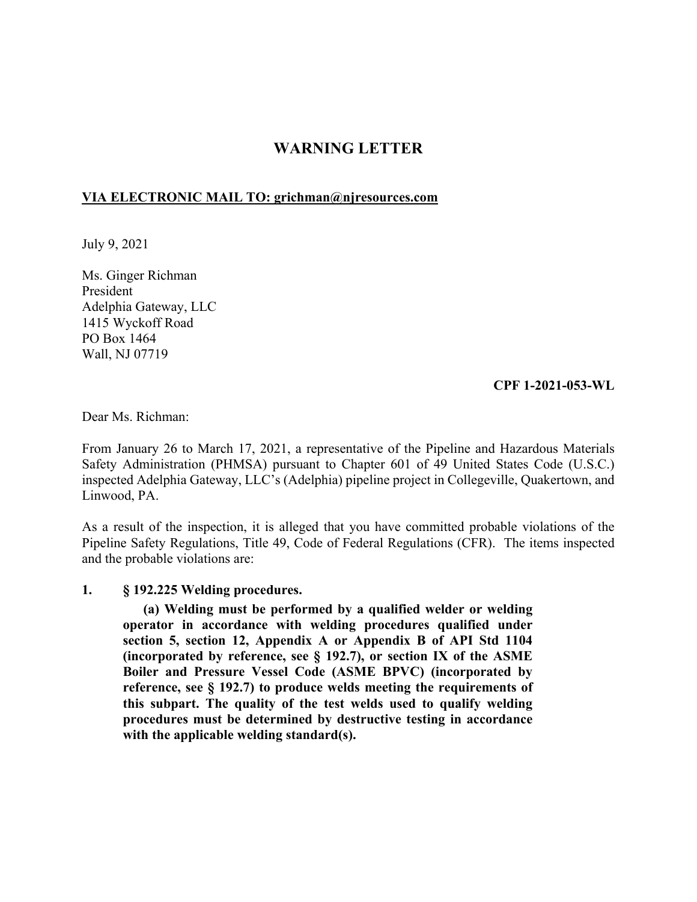# WARNING LETTER

**VIA ELECTRONIC MAIL TO: grichman@njresources.com**

July 9, 2021

Ms. Ginger Richman
President
Adelphia Gateway, LLC
1415 Wyckoff Road
PO Box 1464
Wall, NJ 07719

**CPF 1-2021-053-WL**

Dear Ms. Richman:

From January 26 to March 17, 2021, a representative of the Pipeline and Hazardous Materials Safety Administration (PHMSA) pursuant to Chapter 601 of 49 United States Code (U.S.C.) inspected Adelphia Gateway, LLC's (Adelphia) pipeline project in Collegeville, Quakertown, and Linwood, PA.

As a result of the inspection, it is alleged that you have committed probable violations of the Pipeline Safety Regulations, Title 49, Code of Federal Regulations (CFR). The items inspected and the probable violations are:

**1. § 192.225 Welding procedures.**

**(a) Welding must be performed by a qualified welder or welding operator in accordance with welding procedures qualified under section 5, section 12, Appendix A or Appendix B of API Std 1104 (incorporated by reference, see § 192.7), or section IX of the ASME Boiler and Pressure Vessel Code (ASME BPVC) (incorporated by reference, see § 192.7) to produce welds meeting the requirements of this subpart. The quality of the test welds used to qualify welding procedures must be determined by destructive testing in accordance with the applicable welding standard(s).**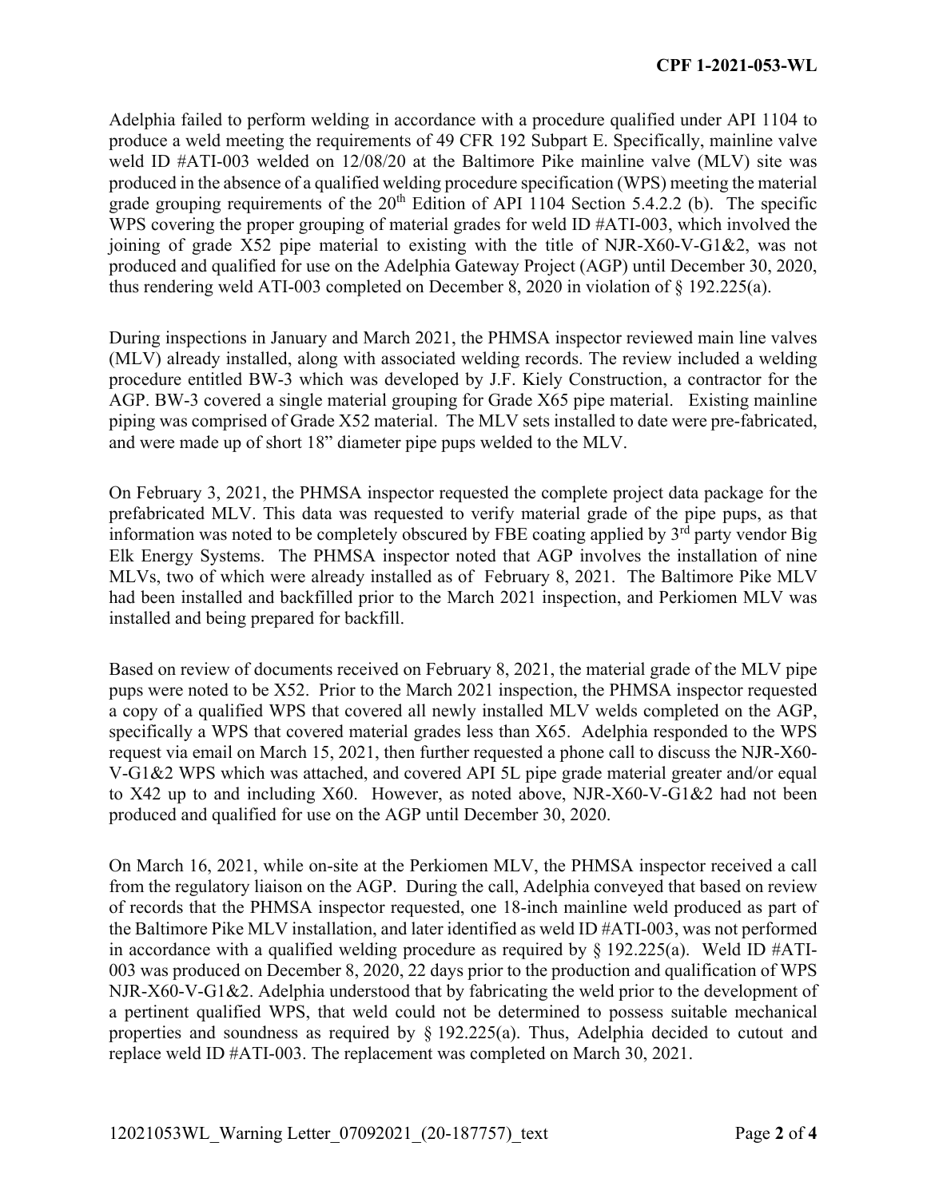Adelphia failed to perform welding in accordance with a procedure qualified under API 1104 to produce a weld meeting the requirements of 49 CFR 192 Subpart E. Specifically, mainline valve weld ID #ATI-003 welded on 12/08/20 at the Baltimore Pike mainline valve (MLV) site was produced in the absence of a qualified welding procedure specification (WPS) meeting the material grade grouping requirements of the 20th Edition of API 1104 Section 5.4.2.2 (b). The specific WPS covering the proper grouping of material grades for weld ID #ATI-003, which involved the joining of grade X52 pipe material to existing with the title of NJR-X60-V-G1&2, was not produced and qualified for use on the Adelphia Gateway Project (AGP) until December 30, 2020, thus rendering weld ATI-003 completed on December 8, 2020 in violation of § 192.225(a).

During inspections in January and March 2021, the PHMSA inspector reviewed main line valves (MLV) already installed, along with associated welding records. The review included a welding procedure entitled BW-3 which was developed by J.F. Kiely Construction, a contractor for the AGP. BW-3 covered a single material grouping for Grade X65 pipe material. Existing mainline piping was comprised of Grade X52 material. The MLV sets installed to date were pre-fabricated, and were made up of short 18" diameter pipe pups welded to the MLV.

On February 3, 2021, the PHMSA inspector requested the complete project data package for the prefabricated MLV. This data was requested to verify material grade of the pipe pups, as that information was noted to be completely obscured by FBE coating applied by 3rd party vendor Big Elk Energy Systems. The PHMSA inspector noted that AGP involves the installation of nine MLVs, two of which were already installed as of February 8, 2021. The Baltimore Pike MLV had been installed and backfilled prior to the March 2021 inspection, and Perkiomen MLV was installed and being prepared for backfill.

Based on review of documents received on February 8, 2021, the material grade of the MLV pipe pups were noted to be X52. Prior to the March 2021 inspection, the PHMSA inspector requested a copy of a qualified WPS that covered all newly installed MLV welds completed on the AGP, specifically a WPS that covered material grades less than X65. Adelphia responded to the WPS request via email on March 15, 2021, then further requested a phone call to discuss the NJR-X60-V-G1&2 WPS which was attached, and covered API 5L pipe grade material greater and/or equal to X42 up to and including X60. However, as noted above, NJR-X60-V-G1&2 had not been produced and qualified for use on the AGP until December 30, 2020.

On March 16, 2021, while on-site at the Perkiomen MLV, the PHMSA inspector received a call from the regulatory liaison on the AGP. During the call, Adelphia conveyed that based on review of records that the PHMSA inspector requested, one 18-inch mainline weld produced as part of the Baltimore Pike MLV installation, and later identified as weld ID #ATI-003, was not performed in accordance with a qualified welding procedure as required by § 192.225(a). Weld ID #ATI-003 was produced on December 8, 2020, 22 days prior to the production and qualification of WPS NJR-X60-V-G1&2. Adelphia understood that by fabricating the weld prior to the development of a pertinent qualified WPS, that weld could not be determined to possess suitable mechanical properties and soundness as required by § 192.225(a). Thus, Adelphia decided to cutout and replace weld ID #ATI-003. The replacement was completed on March 30, 2021.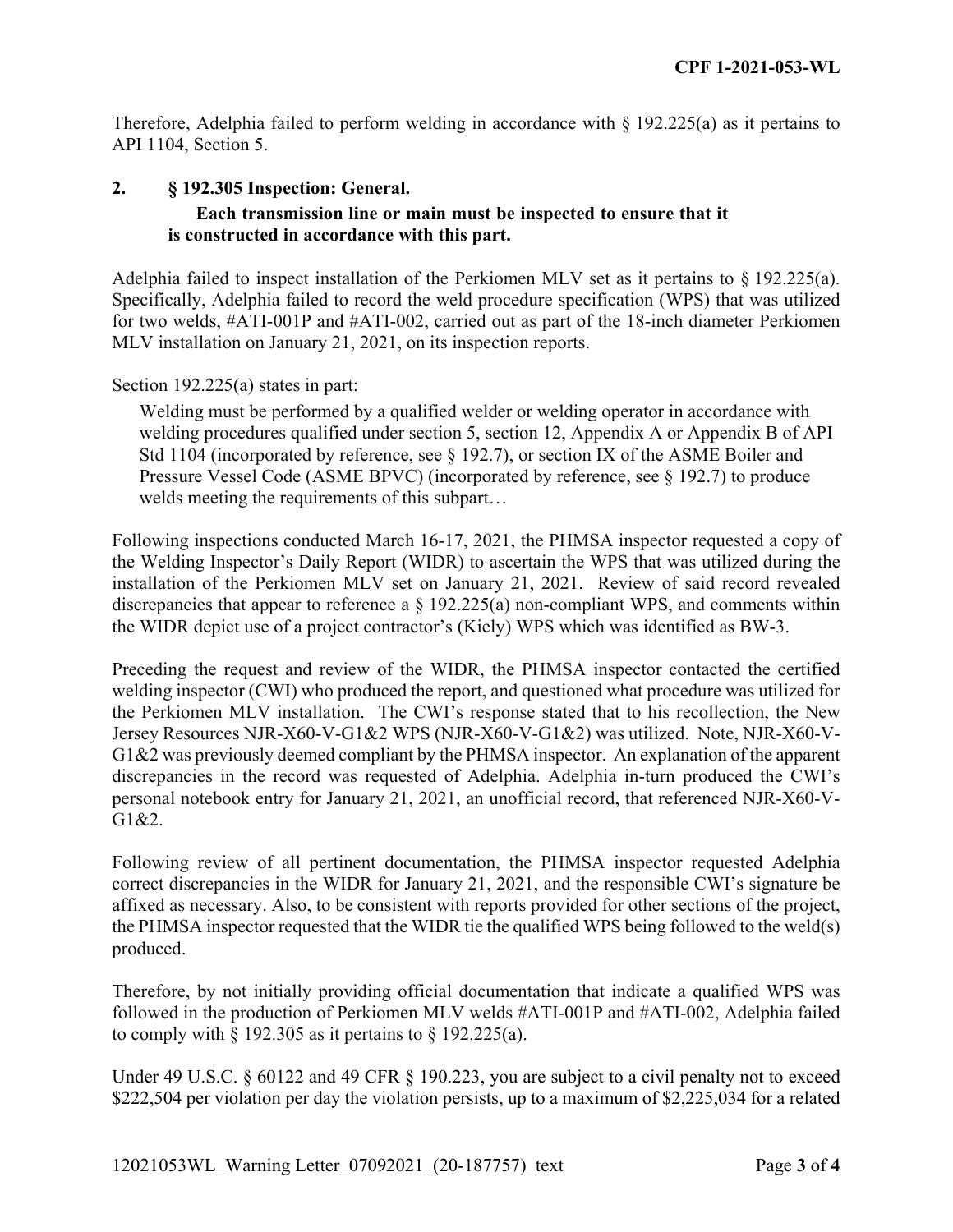Therefore, Adelphia failed to perform welding in accordance with § 192.225(a) as it pertains to API 1104, Section 5.

**2. § 192.305 Inspection: General.**

**Each transmission line or main must be inspected to ensure that it is constructed in accordance with this part.**

Adelphia failed to inspect installation of the Perkiomen MLV set as it pertains to § 192.225(a). Specifically, Adelphia failed to record the weld procedure specification (WPS) that was utilized for two welds, #ATI-001P and #ATI-002, carried out as part of the 18-inch diameter Perkiomen MLV installation on January 21, 2021, on its inspection reports.

Section 192.225(a) states in part:

> Welding must be performed by a qualified welder or welding operator in accordance with welding procedures qualified under section 5, section 12, Appendix A or Appendix B of API Std 1104 (incorporated by reference, see § 192.7), or section IX of the ASME Boiler and Pressure Vessel Code (ASME BPVC) (incorporated by reference, see § 192.7) to produce welds meeting the requirements of this subpart…

Following inspections conducted March 16-17, 2021, the PHMSA inspector requested a copy of the Welding Inspector's Daily Report (WIDR) to ascertain the WPS that was utilized during the installation of the Perkiomen MLV set on January 21, 2021. Review of said record revealed discrepancies that appear to reference a § 192.225(a) non-compliant WPS, and comments within the WIDR depict use of a project contractor's (Kiely) WPS which was identified as BW-3.

Preceding the request and review of the WIDR, the PHMSA inspector contacted the certified welding inspector (CWI) who produced the report, and questioned what procedure was utilized for the Perkiomen MLV installation. The CWI's response stated that to his recollection, the New Jersey Resources NJR-X60-V-G1&2 WPS (NJR-X60-V-G1&2) was utilized. Note, NJR-X60-V-G1&2 was previously deemed compliant by the PHMSA inspector. An explanation of the apparent discrepancies in the record was requested of Adelphia. Adelphia in-turn produced the CWI's personal notebook entry for January 21, 2021, an unofficial record, that referenced NJR-X60-V-G1&2.

Following review of all pertinent documentation, the PHMSA inspector requested Adelphia correct discrepancies in the WIDR for January 21, 2021, and the responsible CWI's signature be affixed as necessary. Also, to be consistent with reports provided for other sections of the project, the PHMSA inspector requested that the WIDR tie the qualified WPS being followed to the weld(s) produced.

Therefore, by not initially providing official documentation that indicate a qualified WPS was followed in the production of Perkiomen MLV welds #ATI-001P and #ATI-002, Adelphia failed to comply with § 192.305 as it pertains to § 192.225(a).

Under 49 U.S.C. § 60122 and 49 CFR § 190.223, you are subject to a civil penalty not to exceed $222,504 per violation per day the violation persists, up to a maximum of $2,225,034 for a related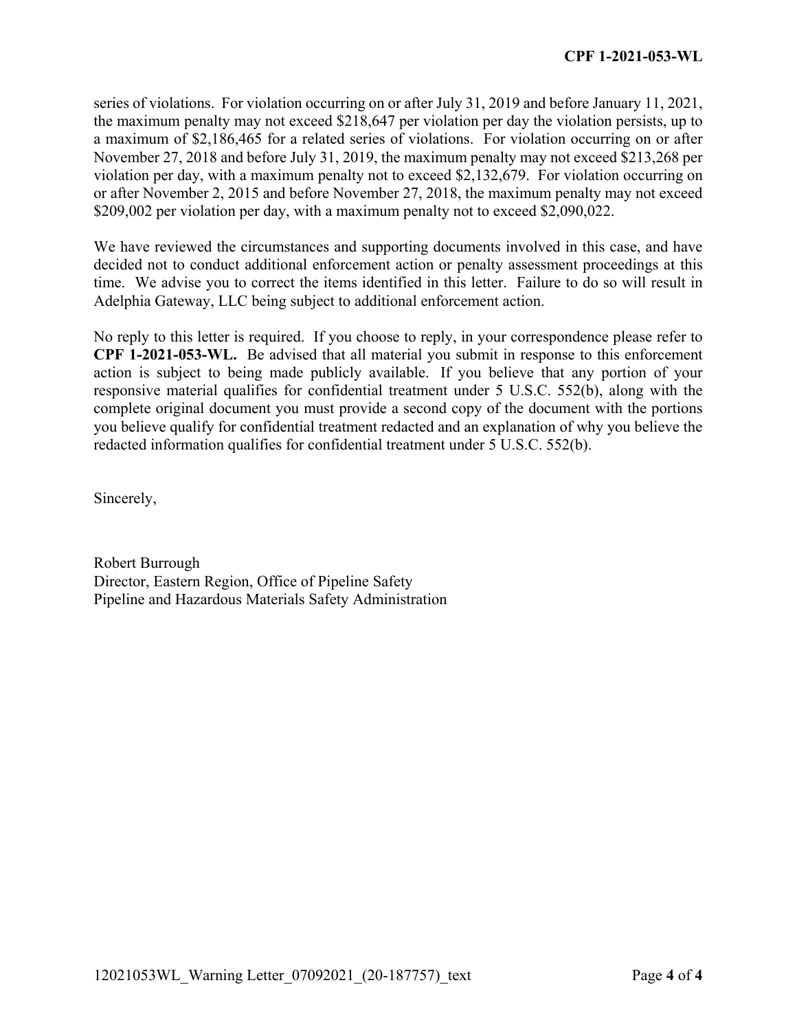series of violations. For violation occurring on or after July 31, 2019 and before January 11, 2021, the maximum penalty may not exceed $218,647 per violation per day the violation persists, up to a maximum of $2,186,465 for a related series of violations. For violation occurring on or after November 27, 2018 and before July 31, 2019, the maximum penalty may not exceed $213,268 per violation per day, with a maximum penalty not to exceed $2,132,679. For violation occurring on or after November 2, 2015 and before November 27, 2018, the maximum penalty may not exceed $209,002 per violation per day, with a maximum penalty not to exceed $2,090,022.

We have reviewed the circumstances and supporting documents involved in this case, and have decided not to conduct additional enforcement action or penalty assessment proceedings at this time. We advise you to correct the items identified in this letter. Failure to do so will result in Adelphia Gateway, LLC being subject to additional enforcement action.

No reply to this letter is required. If you choose to reply, in your correspondence please refer to **CPF 1-2021-053-WL.** Be advised that all material you submit in response to this enforcement action is subject to being made publicly available. If you believe that any portion of your responsive material qualifies for confidential treatment under 5 U.S.C. 552(b), along with the complete original document you must provide a second copy of the document with the portions you believe qualify for confidential treatment redacted and an explanation of why you believe the redacted information qualifies for confidential treatment under 5 U.S.C. 552(b).

Sincerely,

Robert Burrough
Director, Eastern Region, Office of Pipeline Safety
Pipeline and Hazardous Materials Safety Administration